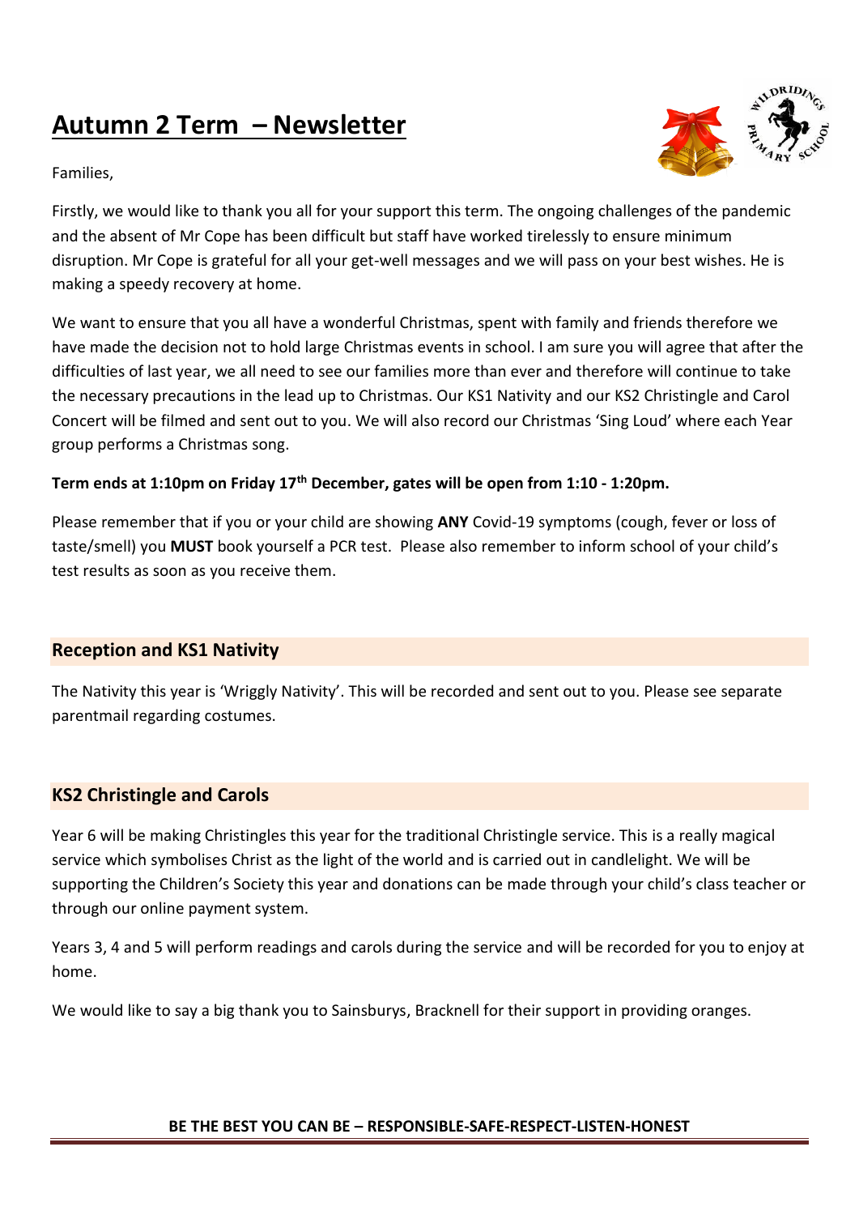# Autumn 2 Term – Newsletter

Families,

Firstly, we would like to thank you all for your support this term. The ongoing challenges of the pandemic and the absent of Mr Cope has been difficult but staff have worked tirelessly to ensure minimum disruption. Mr Cope is grateful for all your get-well messages and we will pass on your best wishes. He is making a speedy recovery at home.

We want to ensure that you all have a wonderful Christmas, spent with family and friends therefore we have made the decision not to hold large Christmas events in school. I am sure you will agree that after the difficulties of last year, we all need to see our families more than ever and therefore will continue to take the necessary precautions in the lead up to Christmas. Our KS1 Nativity and our KS2 Christingle and Carol Concert will be filmed and sent out to you. We will also record our Christmas 'Sing Loud' where each Year group performs a Christmas song.

**Term ends at 1:10pm on Friday 17th December, gates will be open from 1:10 - 1:20pm.**

Please remember that if you or your child are showing **ANY** Covid-19 symptoms (cough, fever or loss of taste/smell) you **MUST** book yourself a PCR test. Please also remember to inform school of your child's test results as soon as you receive them.

## Reception and KS1 Nativity

The Nativity this year is 'Wriggly Nativity'. This will be recorded and sent out to you. Please see separate parentmail regarding costumes.

## KS2 Christingle and Carols

Year 6 will be making Christingles this year for the traditional Christingle service. This is a really magical service which symbolises Christ as the light of the world and is carried out in candlelight. We will be supporting the Children's Society this year and donations can be made through your child's class teacher or through our online payment system.

Years 3, 4 and 5 will perform readings and carols during the service and will be recorded for you to enjoy at home.

We would like to say a big thank you to Sainsburys, Bracknell for their support in providing oranges.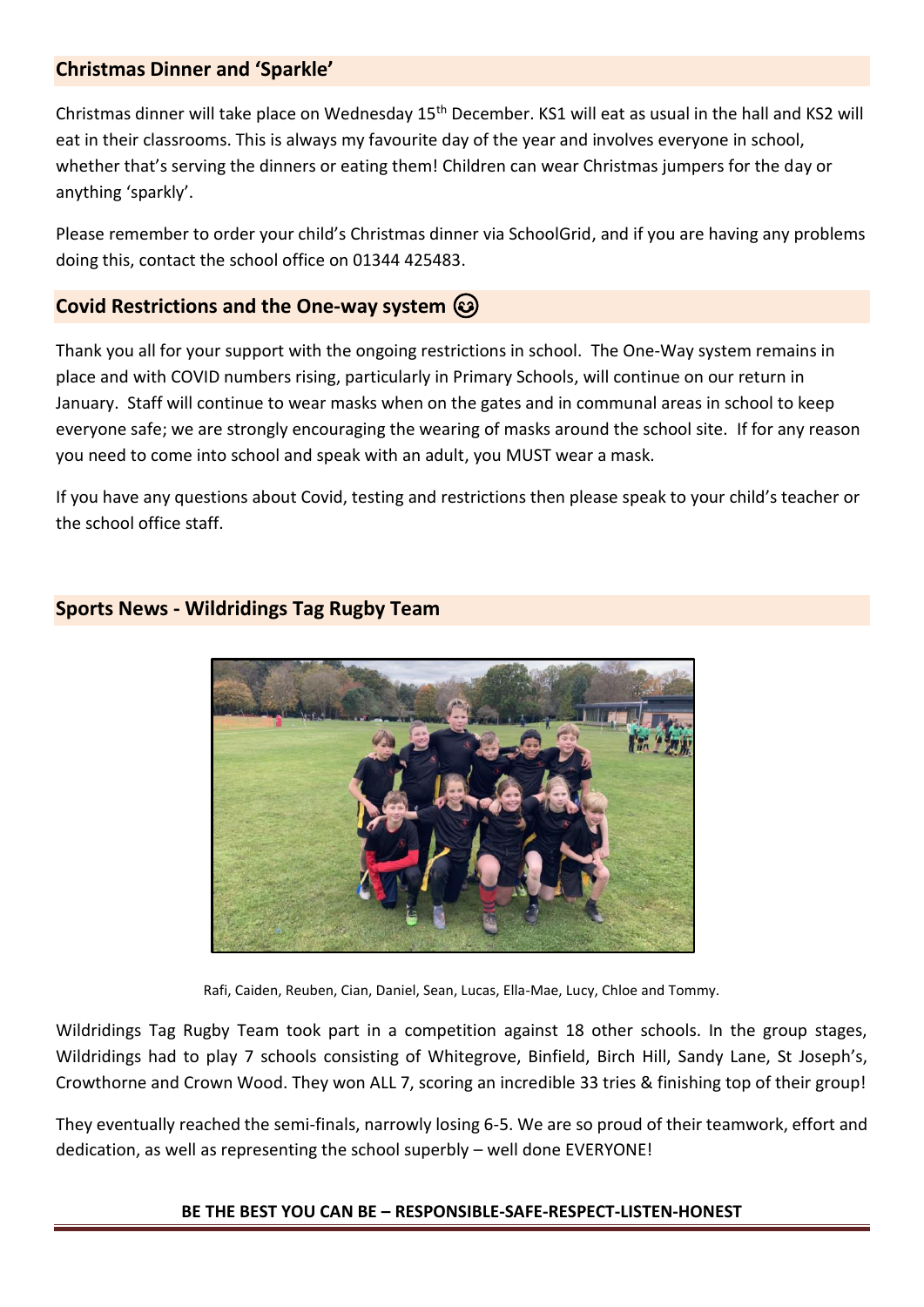## Christmas Dinner and 'Sparkle'

Christmas dinner will take place on Wednesday 15th December. KS1 will eat as usual in the hall and KS2 will eat in their classrooms. This is always my favourite day of the year and involves everyone in school, whether that's serving the dinners or eating them! Children can wear Christmas jumpers for the day or anything 'sparkly'.

Please remember to order your child's Christmas dinner via SchoolGrid, and if you are having any problems doing this, contact the school office on 01344 425483.

## Covid Restrictions and the One-way system 😉

Thank you all for your support with the ongoing restrictions in school. The One-Way system remains in place and with COVID numbers rising, particularly in Primary Schools, will continue on our return in January. Staff will continue to wear masks when on the gates and in communal areas in school to keep everyone safe; we are strongly encouraging the wearing of masks around the school site. If for any reason you need to come into school and speak with an adult, you MUST wear a mask.

If you have any questions about Covid, testing and restrictions then please speak to your child's teacher or the school office staff.

## Sports News - Wildridings Tag Rugby Team

Rafi, Caiden, Reuben, Cian, Daniel, Sean, Lucas, Ella-Mae, Lucy, Chloe and Tommy.

Wildridings Tag Rugby Team took part in a competition against 18 other schools. In the group stages, Wildridings had to play 7 schools consisting of Whitegrove, Binfield, Birch Hill, Sandy Lane, St Joseph's, Crowthorne and Crown Wood. They won ALL 7, scoring an incredible 33 tries & finishing top of their group!

They eventually reached the semi-finals, narrowly losing 6-5. We are so proud of their teamwork, effort and dedication, as well as representing the school superbly – well done EVERYONE!

**BE THE BEST YOU CAN BE – RESPONSIBLE-SAFE-RESPECT-LISTEN-HONEST**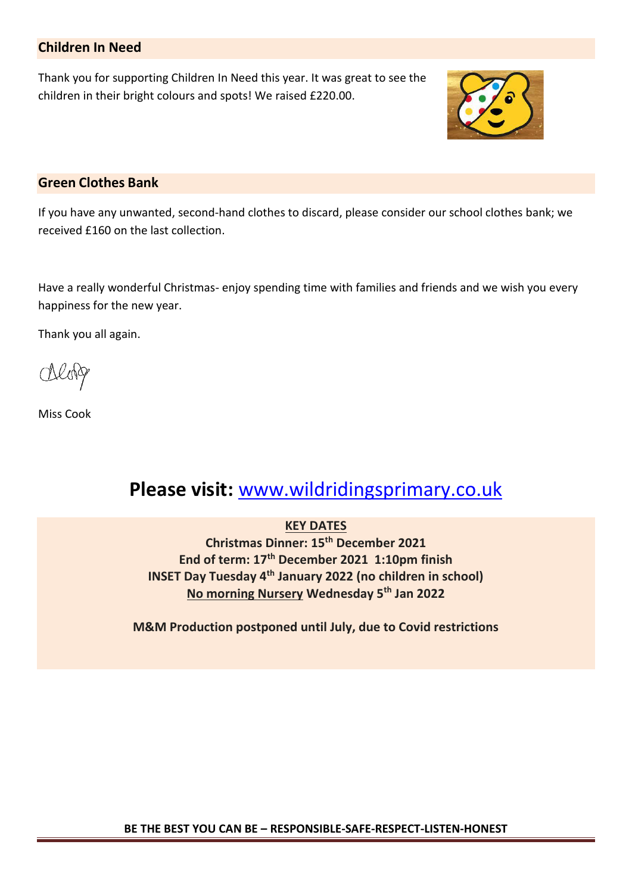## Children In Need

Thank you for supporting Children In Need this year. It was great to see the children in their bright colours and spots! We raised £220.00.

## Green Clothes Bank

If you have any unwanted, second-hand clothes to discard, please consider our school clothes bank; we received £160 on the last collection.

Have a really wonderful Christmas- enjoy spending time with families and friends and we wish you every happiness for the new year.

Thank you all again.

Miss Cook

# Please visit: www.wildridingsprimary.co.uk

**KEY DATES**

**Christmas Dinner: 15th December 2021**

**End of term: 17th December 2021 1:10pm finish**

**INSET Day Tuesday 4th January 2022 (no children in school)**

**No morning Nursery Wednesday 5th Jan 2022**

**M&M Production postponed until July, due to Covid restrictions**

**BE THE BEST YOU CAN BE – RESPONSIBLE-SAFE-RESPECT-LISTEN-HONEST**